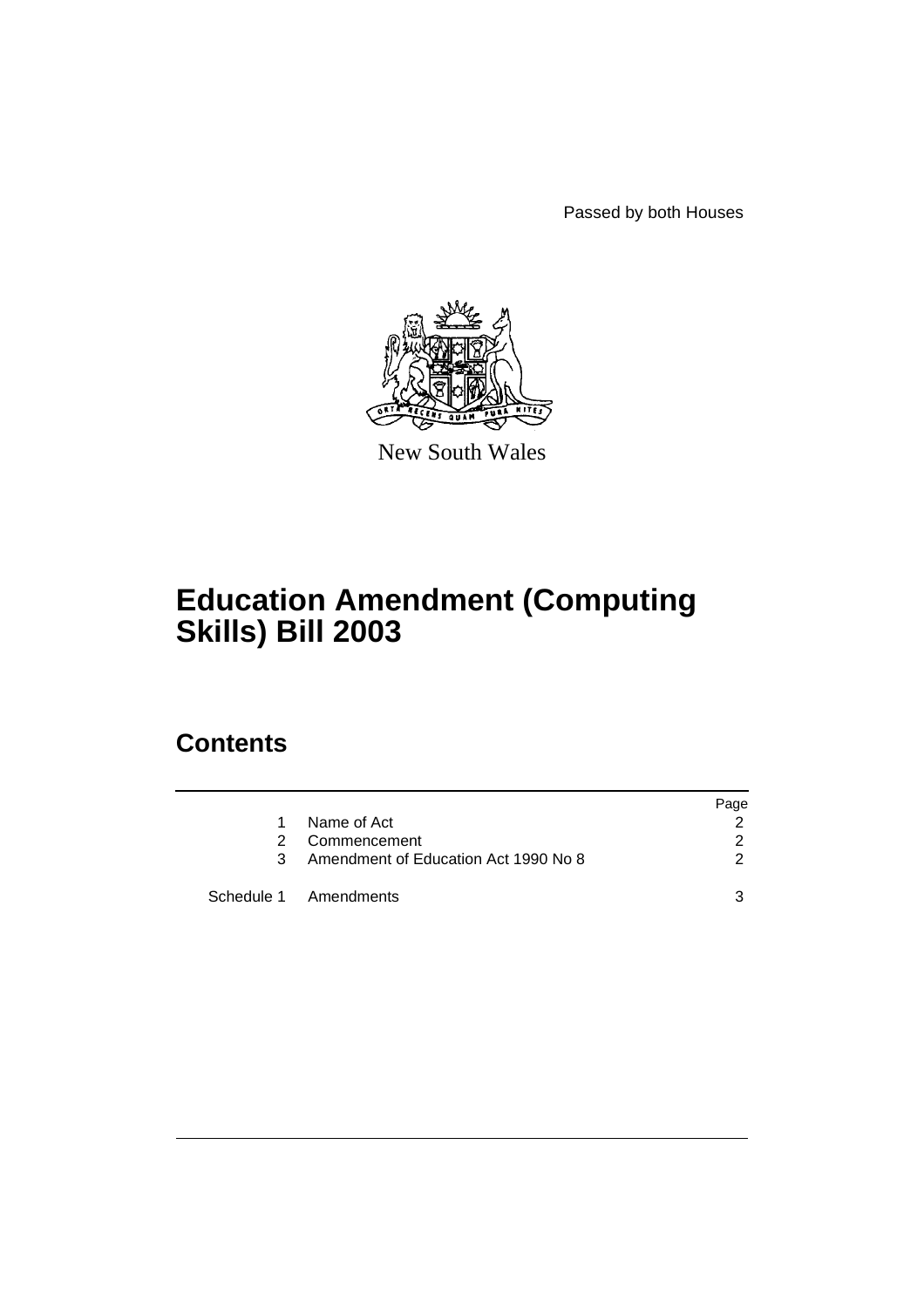Passed by both Houses

New South Wales

# Education Amendment (Computing Skills) Bill 2003

## Contents

| | | Page |
|---|---|---|
| 1 | Name of Act | 2 |
| 2 | Commencement | 2 |
| 3 | Amendment of Education Act 1990 No 8 | 2 |
| Schedule 1 | Amendments | 3 |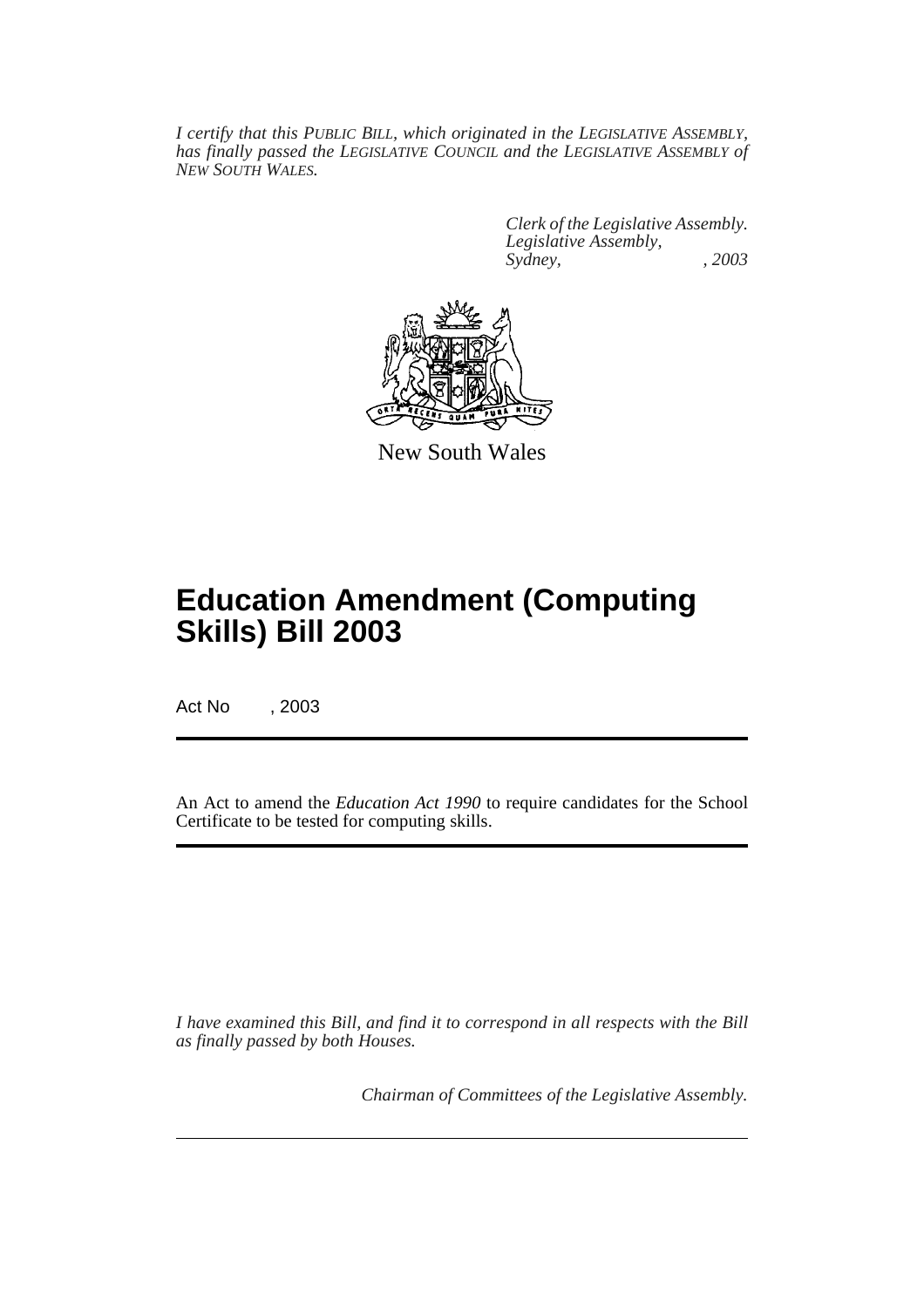*I certify that this PUBLIC BILL, which originated in the LEGISLATIVE ASSEMBLY, has finally passed the LEGISLATIVE COUNCIL and the LEGISLATIVE ASSEMBLY of NEW SOUTH WALES.*

*Clerk of the Legislative Assembly.*
*Legislative Assembly,*
*Sydney, , 2003*

New South Wales

# Education Amendment (Computing Skills) Bill 2003

Act No , 2003

An Act to amend the *Education Act 1990* to require candidates for the School Certificate to be tested for computing skills.

*I have examined this Bill, and find it to correspond in all respects with the Bill as finally passed by both Houses.*

*Chairman of Committees of the Legislative Assembly.*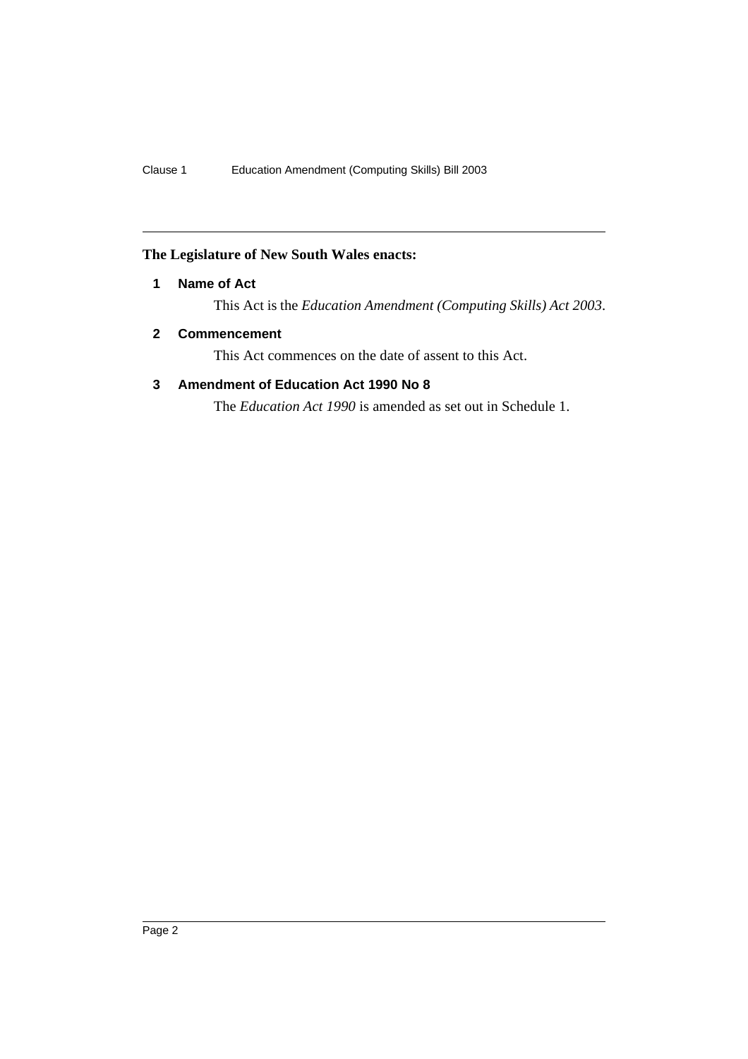**The Legislature of New South Wales enacts:**

### 1 Name of Act

This Act is the *Education Amendment (Computing Skills) Act 2003*.

### 2 Commencement

This Act commences on the date of assent to this Act.

### 3 Amendment of Education Act 1990 No 8

The *Education Act 1990* is amended as set out in Schedule 1.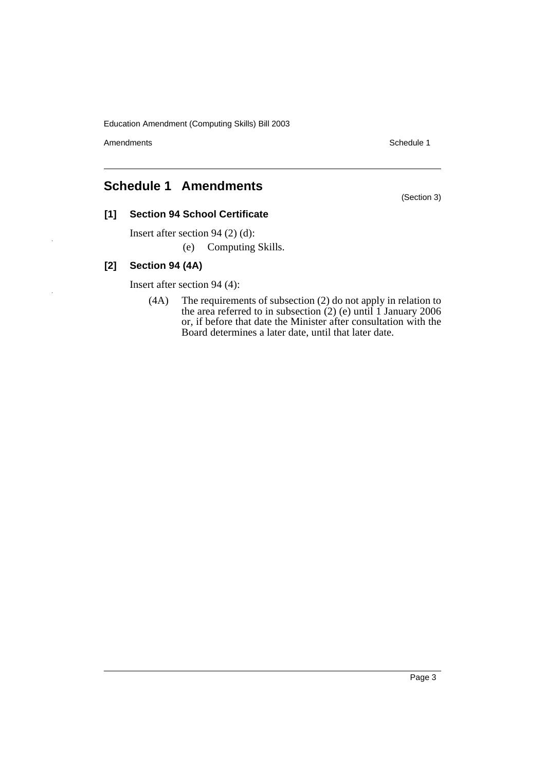## Schedule 1 Amendments

(Section 3)

### [1] Section 94 School Certificate

Insert after section 94 (2) (d):

(e) Computing Skills.

### [2] Section 94 (4A)

Insert after section 94 (4):

(4A) The requirements of subsection (2) do not apply in relation to the area referred to in subsection (2) (e) until 1 January 2006 or, if before that date the Minister after consultation with the Board determines a later date, until that later date.